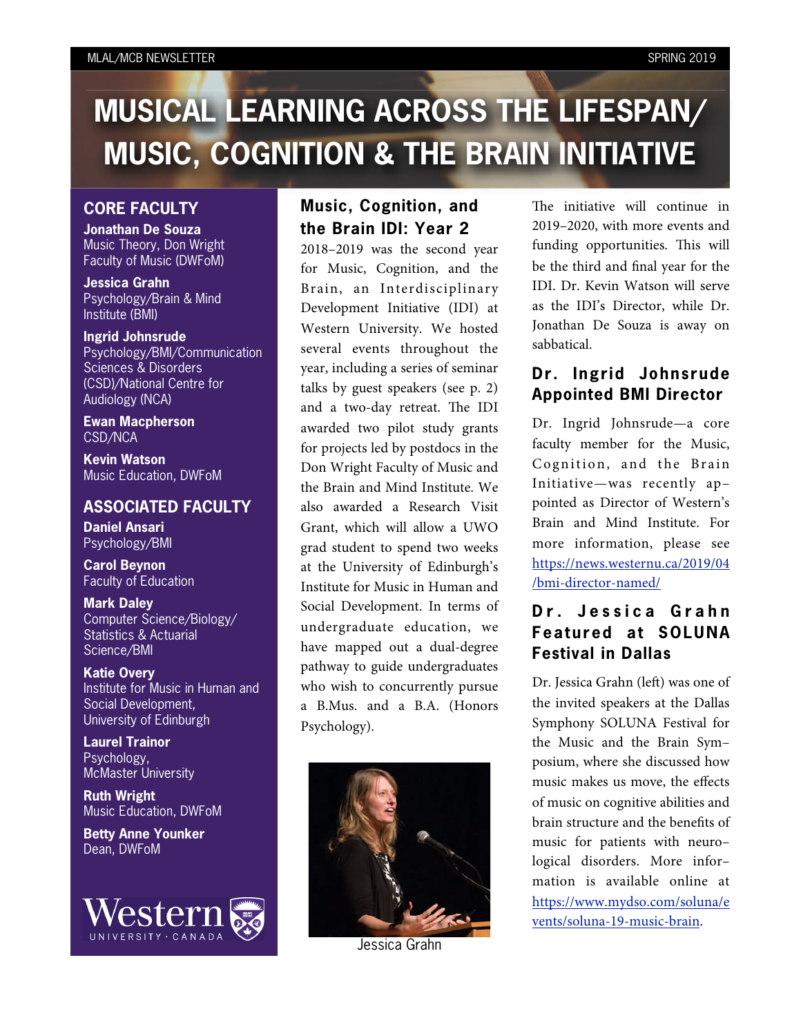# MUSICAL LEARNING ACROSS THE LIFESPAN/ MUSIC, COGNITION & THE BRAIN INITIATIVE

## CORE FACULTY

**Jonathan De Souza**
Music Theory, Don Wright Faculty of Music (DWFoM)

**Jessica Grahn**
Psychology/Brain & Mind Institute (BMI)

**Ingrid Johnsrude**
Psychology/BMI/Communication Sciences & Disorders (CSD)/National Centre for Audiology (NCA)

**Ewan Macpherson**
CSD/NCA

**Kevin Watson**
Music Education, DWFoM

## ASSOCIATED FACULTY

**Daniel Ansari**
Psychology/BMI

**Carol Beynon**
Faculty of Education

**Mark Daley**
Computer Science/Biology/Statistics & Actuarial Science/BMI

**Katie Overy**
Institute for Music in Human and Social Development, University of Edinburgh

**Laurel Trainor**
Psychology, McMaster University

**Ruth Wright**
Music Education, DWFoM

**Betty Anne Younker**
Dean, DWFoM

Western University · Canada

## Music, Cognition, and the Brain IDI: Year 2

2018–2019 was the second year for Music, Cognition, and the Brain, an Interdisciplinary Development Initiative (IDI) at Western University. We hosted several events throughout the year, including a series of seminar talks by guest speakers (see p. 2) and a two-day retreat. The IDI awarded two pilot study grants for projects led by postdocs in the Don Wright Faculty of Music and the Brain and Mind Institute. We also awarded a Research Visit Grant, which will allow a UWO grad student to spend two weeks at the University of Edinburgh's Institute for Music in Human and Social Development. In terms of undergraduate education, we have mapped out a dual-degree pathway to guide undergraduates who wish to concurrently pursue a B.Mus. and a B.A. (Honors Psychology).

Jessica Grahn

The initiative will continue in 2019–2020, with more events and funding opportunities. This will be the third and final year for the IDI. Dr. Kevin Watson will serve as the IDI's Director, while Dr. Jonathan De Souza is away on sabbatical.

## Dr. Ingrid Johnsrude Appointed BMI Director

Dr. Ingrid Johnsrude—a core faculty member for the Music, Cognition, and the Brain Initiative—was recently appointed as Director of Western's Brain and Mind Institute. For more information, please see https://news.westernu.ca/2019/04/bmi-director-named/

## Dr. Jessica Grahn Featured at SOLUNA Festival in Dallas

Dr. Jessica Grahn (left) was one of the invited speakers at the Dallas Symphony SOLUNA Festival for the Music and the Brain Symposium, where she discussed how music makes us move, the effects of music on cognitive abilities and brain structure and the benefits of music for patients with neurological disorders. More information is available online at https://www.mydso.com/soluna/events/soluna-19-music-brain.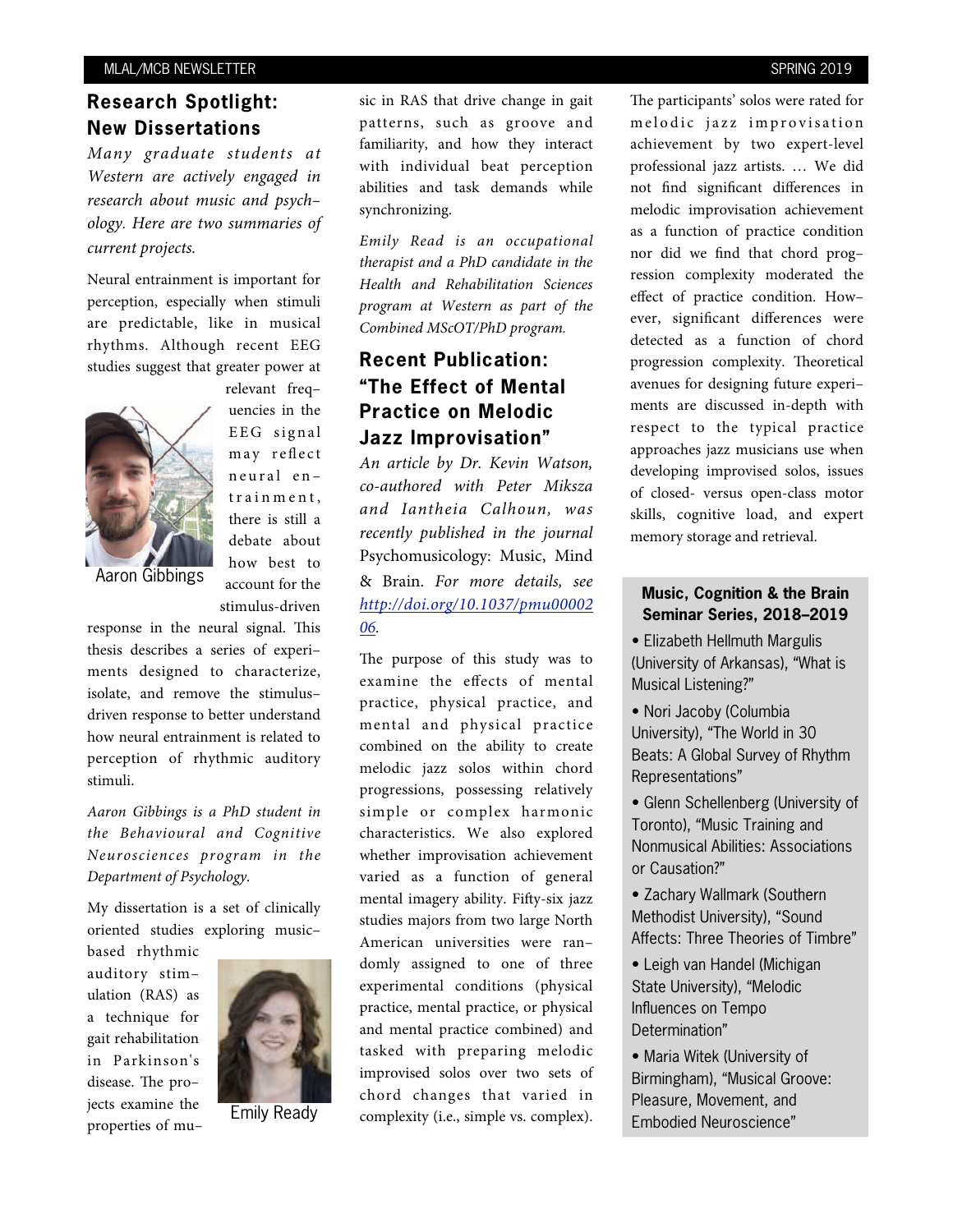## Research Spotlight: New Dissertations

*Many graduate students at Western are actively engaged in research about music and psychology. Here are two summaries of current projects.*

Neural entrainment is important for perception, especially when stimuli are predictable, like in musical rhythms. Although recent EEG studies suggest that greater power at relevant frequencies in the EEG signal may reflect neural entrainment, there is still a debate about how best to account for the stimulus-driven response in the neural signal. This thesis describes a series of experiments designed to characterize, isolate, and remove the stimulus-driven response to better understand how neural entrainment is related to perception of rhythmic auditory stimuli.

Aaron Gibbings

*Aaron Gibbings is a PhD student in the Behavioural and Cognitive Neurosciences program in the Department of Psychology.*

My dissertation is a set of clinically oriented studies exploring music-based rhythmic auditory stimulation (RAS) as a technique for gait rehabilitation in Parkinson's disease. The projects examine the properties of music in RAS that drive change in gait patterns, such as groove and familiarity, and how they interact with individual beat perception abilities and task demands while synchronizing.

Emily Ready

*Emily Read is an occupational therapist and a PhD candidate in the Health and Rehabilitation Sciences program at Western as part of the Combined MScOT/PhD program.*

## Recent Publication: "The Effect of Mental Practice on Melodic Jazz Improvisation"

*An article by Dr. Kevin Watson, co-authored with Peter Miksza and Iantheia Calhoun, was recently published in the journal* Psychomusicology: Music, Mind & Brain. *For more details, see [http://doi.org/10.1037/pmu0000206](http://doi.org/10.1037/pmu0000206).*

The purpose of this study was to examine the effects of mental practice, physical practice, and mental and physical practice combined on the ability to create melodic jazz solos within chord progressions, possessing relatively simple or complex harmonic characteristics. We also explored whether improvisation achievement varied as a function of general mental imagery ability. Fifty-six jazz studies majors from two large North American universities were randomly assigned to one of three experimental conditions (physical practice, mental practice, or physical and mental practice combined) and tasked with preparing melodic improvised solos over two sets of chord changes that varied in complexity (i.e., simple vs. complex). The participants' solos were rated for melodic jazz improvisation achievement by two expert-level professional jazz artists. … We did not find significant differences in melodic improvisation achievement as a function of practice condition nor did we find that chord progression complexity moderated the effect of practice condition. However, significant differences were detected as a function of chord progression complexity. Theoretical avenues for designing future experiments are discussed in-depth with respect to the typical practice approaches jazz musicians use when developing improvised solos, issues of closed- versus open-class motor skills, cognitive load, and expert memory storage and retrieval.

### Music, Cognition & the Brain Seminar Series, 2018–2019

- Elizabeth Hellmuth Margulis (University of Arkansas), "What is Musical Listening?"
- Nori Jacoby (Columbia University), "The World in 30 Beats: A Global Survey of Rhythm Representations"
- Glenn Schellenberg (University of Toronto), "Music Training and Nonmusical Abilities: Associations or Causation?"
- Zachary Wallmark (Southern Methodist University), "Sound Affects: Three Theories of Timbre"
- Leigh van Handel (Michigan State University), "Melodic Influences on Tempo Determination"
- Maria Witek (University of Birmingham), "Musical Groove: Pleasure, Movement, and Embodied Neuroscience"